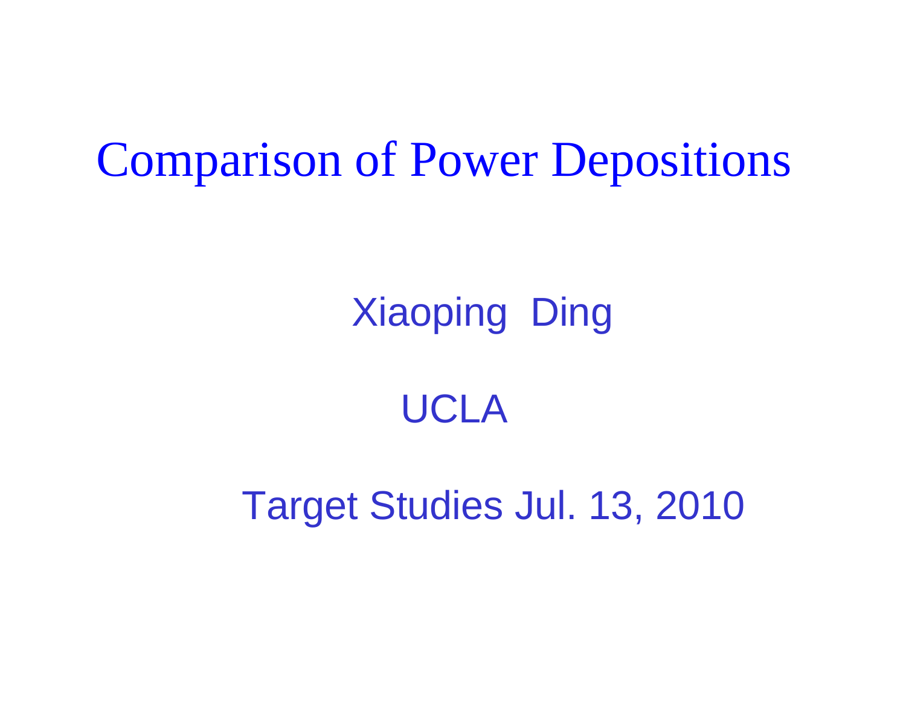# Comparison of Power Depositions

Xiaoping Ding

UCLA

Target Studies Jul. 13, 2010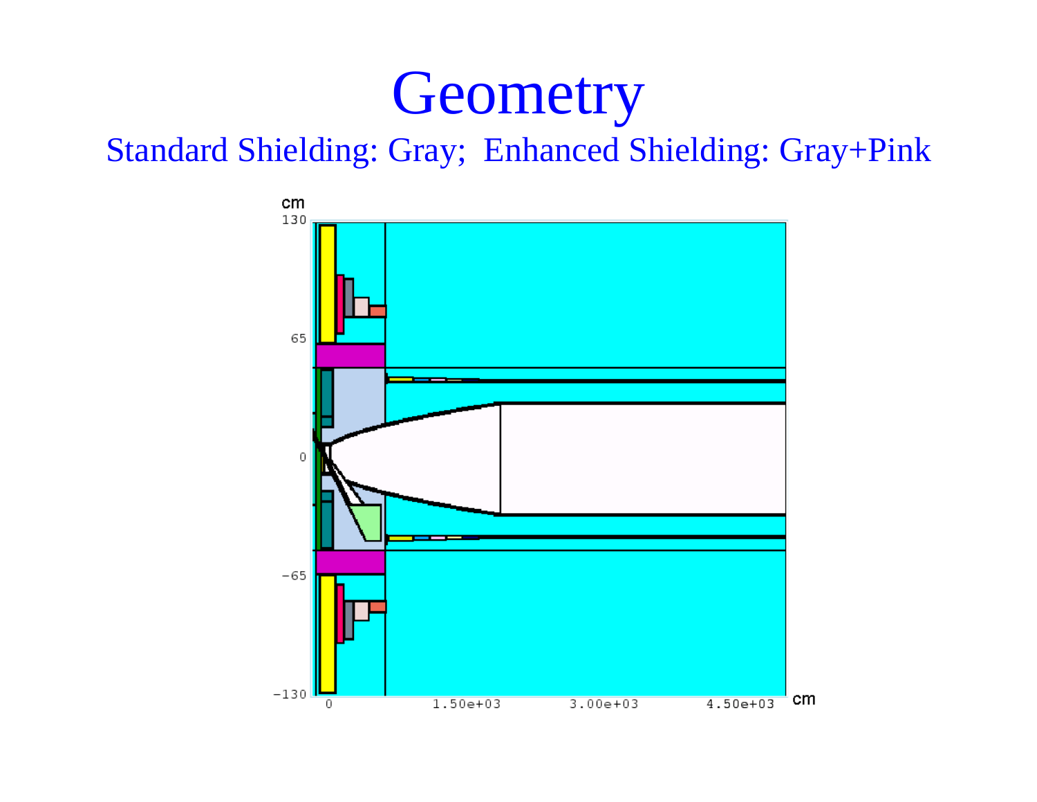# Geometry

Standard Shielding: Gray; Enhanced Shielding: Gray+Pink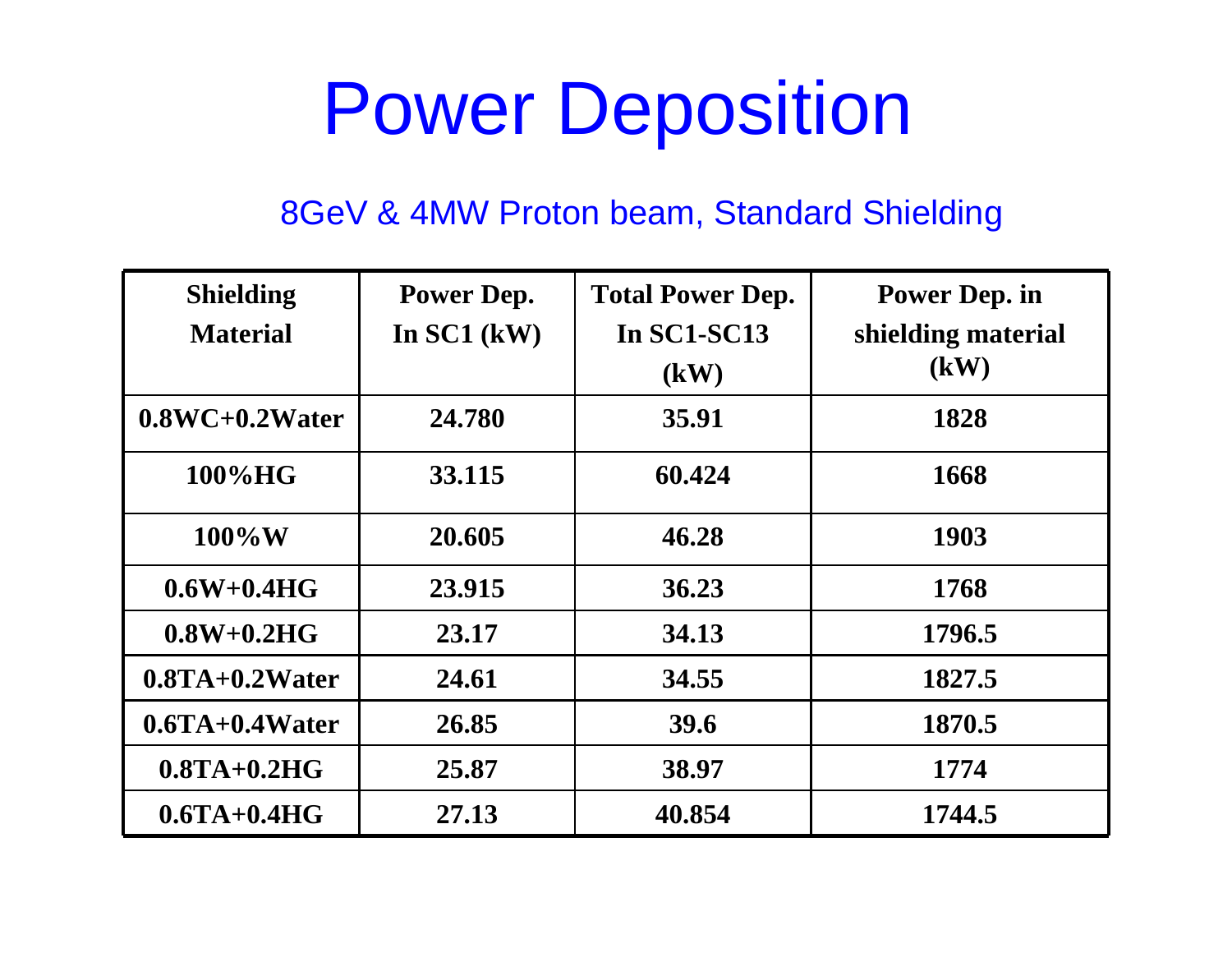# Power Deposition

8GeV & 4MW Proton beam, Standard Shielding

| Shielding Material | Power Dep. In SC1 (kW) | Total Power Dep. In SC1-SC13 (kW) | Power Dep. in shielding material (kW) |
|---|---|---|---|
| 0.8WC+0.2Water | 24.780 | 35.91 | 1828 |
| 100%HG | 33.115 | 60.424 | 1668 |
| 100%W | 20.605 | 46.28 | 1903 |
| 0.6W+0.4HG | 23.915 | 36.23 | 1768 |
| 0.8W+0.2HG | 23.17 | 34.13 | 1796.5 |
| 0.8TA+0.2Water | 24.61 | 34.55 | 1827.5 |
| 0.6TA+0.4Water | 26.85 | 39.6 | 1870.5 |
| 0.8TA+0.2HG | 25.87 | 38.97 | 1774 |
| 0.6TA+0.4HG | 27.13 | 40.854 | 1744.5 |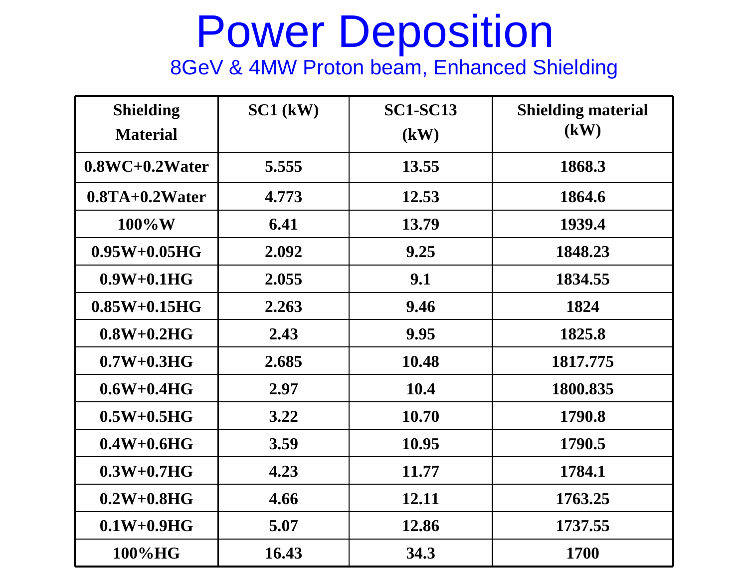# Power Deposition

8GeV & 4MW Proton beam, Enhanced Shielding

| Shielding Material | SC1 (kW) | SC1-SC13 (kW) | Shielding material (kW) |
|---|---|---|---|
| 0.8WC+0.2Water | 5.555 | 13.55 | 1868.3 |
| 0.8TA+0.2Water | 4.773 | 12.53 | 1864.6 |
| 100%W | 6.41 | 13.79 | 1939.4 |
| 0.95W+0.05HG | 2.092 | 9.25 | 1848.23 |
| 0.9W+0.1HG | 2.055 | 9.1 | 1834.55 |
| 0.85W+0.15HG | 2.263 | 9.46 | 1824 |
| 0.8W+0.2HG | 2.43 | 9.95 | 1825.8 |
| 0.7W+0.3HG | 2.685 | 10.48 | 1817.775 |
| 0.6W+0.4HG | 2.97 | 10.4 | 1800.835 |
| 0.5W+0.5HG | 3.22 | 10.70 | 1790.8 |
| 0.4W+0.6HG | 3.59 | 10.95 | 1790.5 |
| 0.3W+0.7HG | 4.23 | 11.77 | 1784.1 |
| 0.2W+0.8HG | 4.66 | 12.11 | 1763.25 |
| 0.1W+0.9HG | 5.07 | 12.86 | 1737.55 |
| 100%HG | 16.43 | 34.3 | 1700 |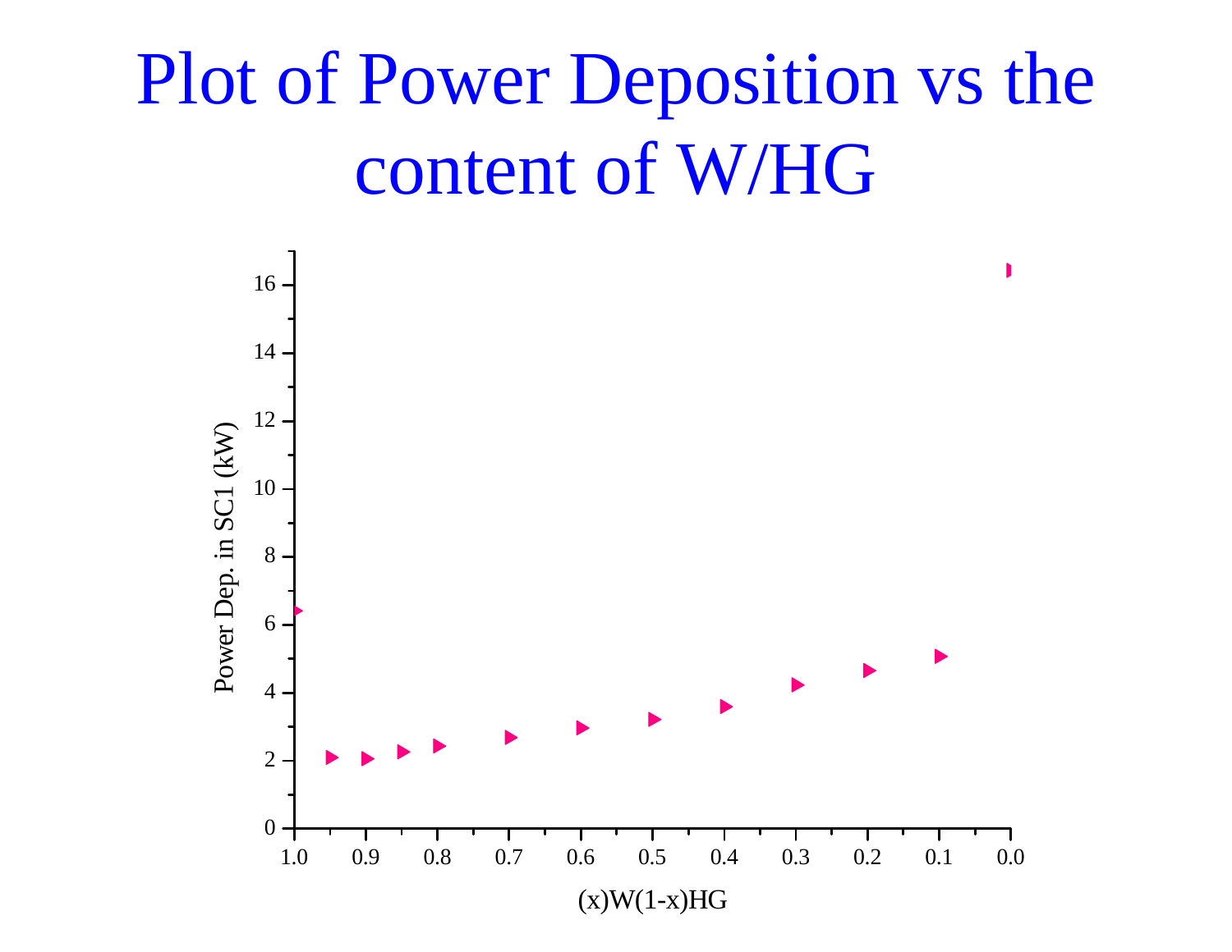# Plot of Power Deposition vs the content of W/HG

Power Dep. in SC1 (kW)

(x)W(1-x)HG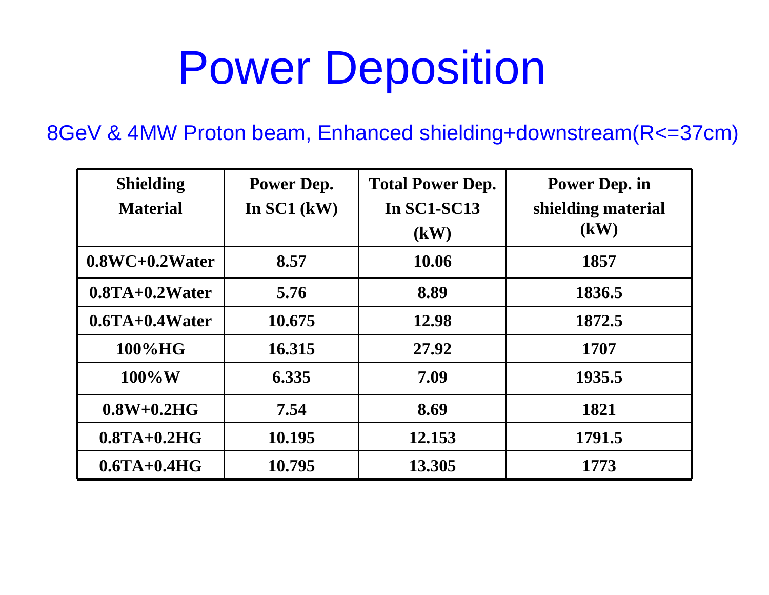# Power Deposition

8GeV & 4MW Proton beam, Enhanced shielding+downstream(R<=37cm)

| Shielding Material | Power Dep. In SC1 (kW) | Total Power Dep. In SC1-SC13 (kW) | Power Dep. in shielding material (kW) |
|---|---|---|---|
| 0.8WC+0.2Water | 8.57 | 10.06 | 1857 |
| 0.8TA+0.2Water | 5.76 | 8.89 | 1836.5 |
| 0.6TA+0.4Water | 10.675 | 12.98 | 1872.5 |
| 100%HG | 16.315 | 27.92 | 1707 |
| 100%W | 6.335 | 7.09 | 1935.5 |
| 0.8W+0.2HG | 7.54 | 8.69 | 1821 |
| 0.8TA+0.2HG | 10.195 | 12.153 | 1791.5 |
| 0.6TA+0.4HG | 10.795 | 13.305 | 1773 |